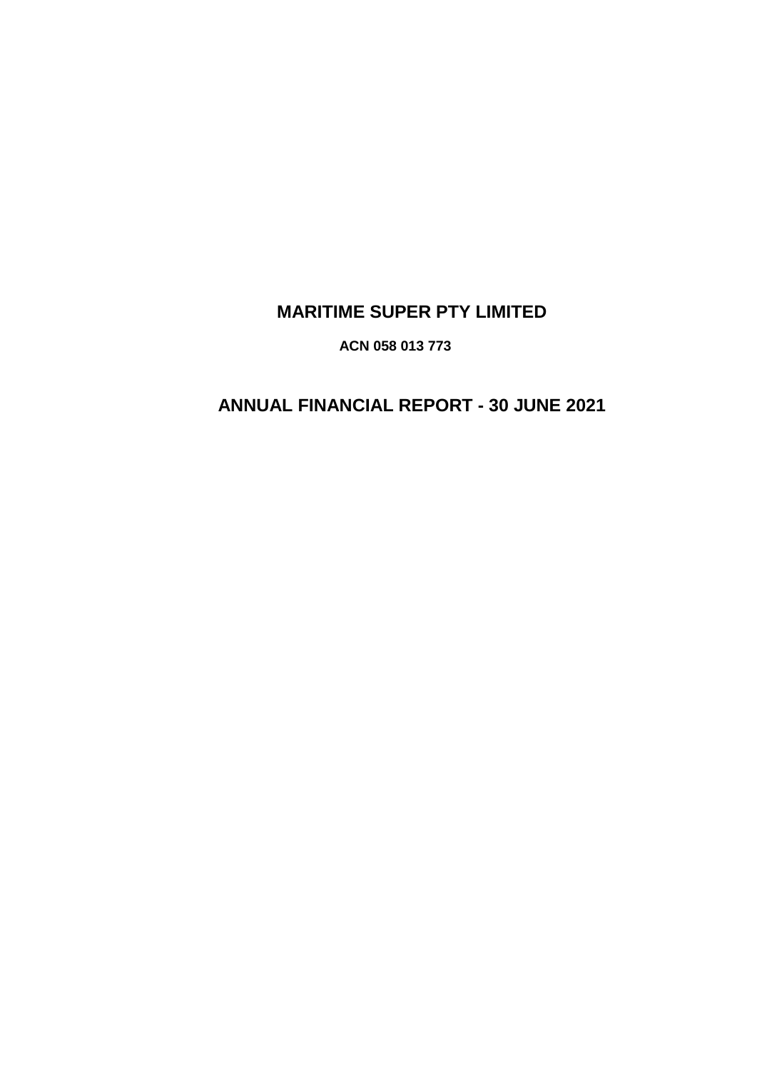# MARITIME SUPER PTY LIMITED

**ACN 058 013 773**

# ANNUAL FINANCIAL REPORT - 30 JUNE 2021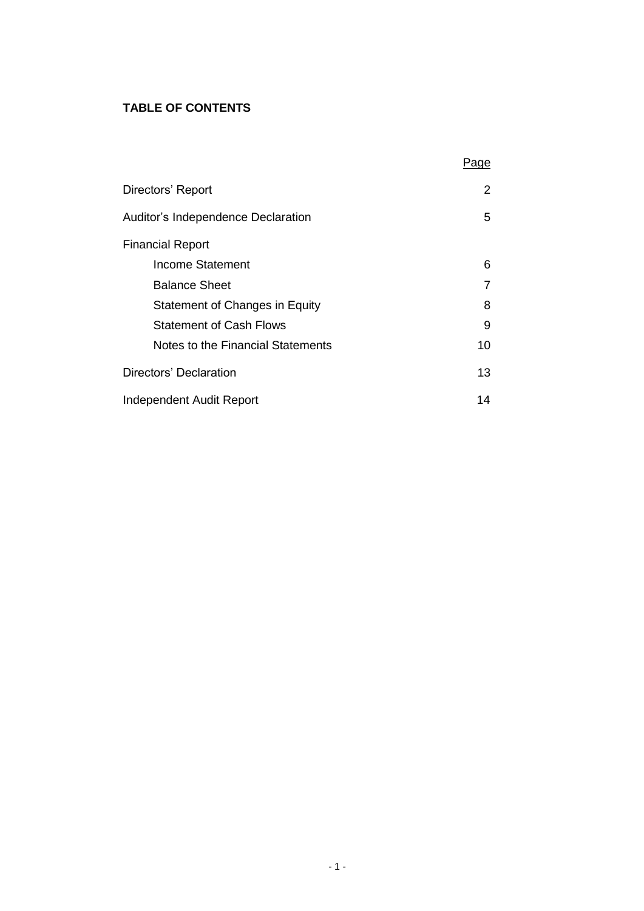**TABLE OF CONTENTS**

| | Page |
|---|---|
| Directors' Report | 2 |
| Auditor's Independence Declaration | 5 |
| Financial Report | |
| Income Statement | 6 |
| Balance Sheet | 7 |
| Statement of Changes in Equity | 8 |
| Statement of Cash Flows | 9 |
| Notes to the Financial Statements | 10 |
| Directors' Declaration | 13 |
| Independent Audit Report | 14 |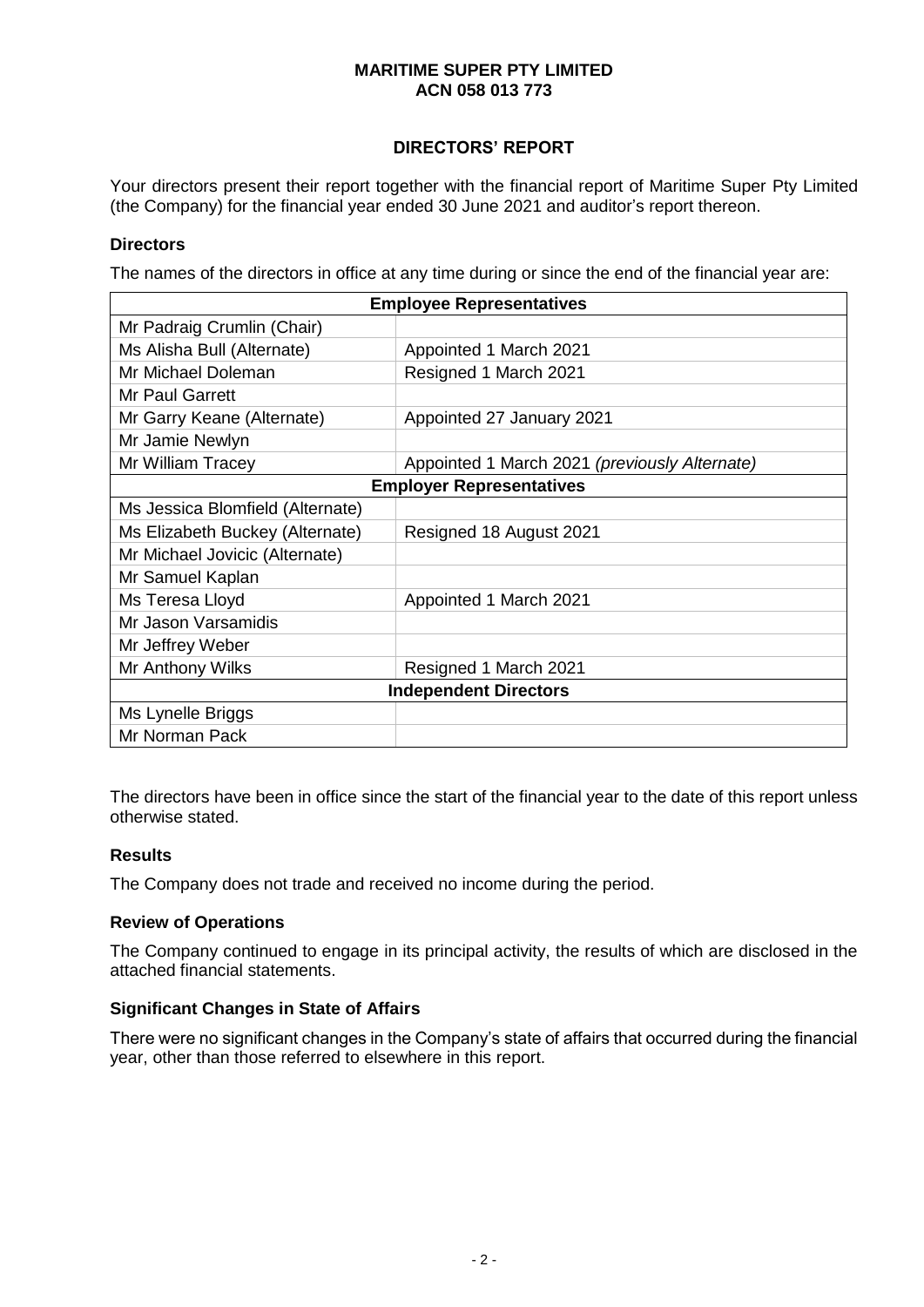**MARITIME SUPER PTY LIMITED**
**ACN 058 013 773**

## DIRECTORS' REPORT

Your directors present their report together with the financial report of Maritime Super Pty Limited (the Company) for the financial year ended 30 June 2021 and auditor's report thereon.

### Directors

The names of the directors in office at any time during or since the end of the financial year are:

| Employee Representatives | |
|---|---|
| Mr Padraig Crumlin (Chair) | |
| Ms Alisha Bull (Alternate) | Appointed 1 March 2021 |
| Mr Michael Doleman | Resigned 1 March 2021 |
| Mr Paul Garrett | |
| Mr Garry Keane (Alternate) | Appointed 27 January 2021 |
| Mr Jamie Newlyn | |
| Mr William Tracey | Appointed 1 March 2021 *(previously Alternate)* |
| **Employer Representatives** | |
| Ms Jessica Blomfield (Alternate) | |
| Ms Elizabeth Buckey (Alternate) | Resigned 18 August 2021 |
| Mr Michael Jovicic (Alternate) | |
| Mr Samuel Kaplan | |
| Ms Teresa Lloyd | Appointed 1 March 2021 |
| Mr Jason Varsamidis | |
| Mr Jeffrey Weber | |
| Mr Anthony Wilks | Resigned 1 March 2021 |
| **Independent Directors** | |
| Ms Lynelle Briggs | |
| Mr Norman Pack | |

The directors have been in office since the start of the financial year to the date of this report unless otherwise stated.

### Results

The Company does not trade and received no income during the period.

### Review of Operations

The Company continued to engage in its principal activity, the results of which are disclosed in the attached financial statements.

### Significant Changes in State of Affairs

There were no significant changes in the Company's state of affairs that occurred during the financial year, other than those referred to elsewhere in this report.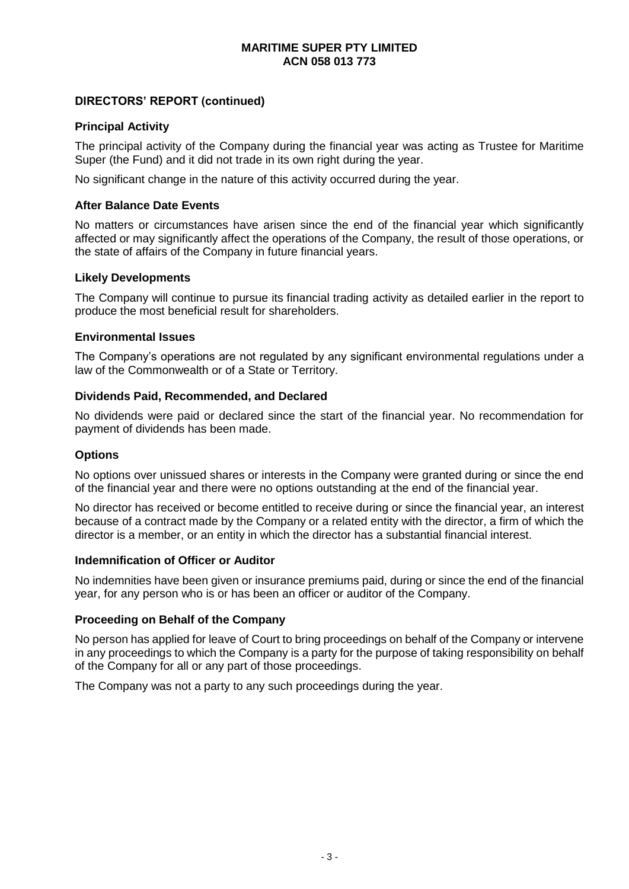**MARITIME SUPER PTY LIMITED**
**ACN 058 013 773**

## DIRECTORS' REPORT (continued)

### Principal Activity

The principal activity of the Company during the financial year was acting as Trustee for Maritime Super (the Fund) and it did not trade in its own right during the year.

No significant change in the nature of this activity occurred during the year.

### After Balance Date Events

No matters or circumstances have arisen since the end of the financial year which significantly affected or may significantly affect the operations of the Company, the result of those operations, or the state of affairs of the Company in future financial years.

### Likely Developments

The Company will continue to pursue its financial trading activity as detailed earlier in the report to produce the most beneficial result for shareholders.

### Environmental Issues

The Company's operations are not regulated by any significant environmental regulations under a law of the Commonwealth or of a State or Territory.

### Dividends Paid, Recommended, and Declared

No dividends were paid or declared since the start of the financial year. No recommendation for payment of dividends has been made.

### Options

No options over unissued shares or interests in the Company were granted during or since the end of the financial year and there were no options outstanding at the end of the financial year.

No director has received or become entitled to receive during or since the financial year, an interest because of a contract made by the Company or a related entity with the director, a firm of which the director is a member, or an entity in which the director has a substantial financial interest.

### Indemnification of Officer or Auditor

No indemnities have been given or insurance premiums paid, during or since the end of the financial year, for any person who is or has been an officer or auditor of the Company.

### Proceeding on Behalf of the Company

No person has applied for leave of Court to bring proceedings on behalf of the Company or intervene in any proceedings to which the Company is a party for the purpose of taking responsibility on behalf of the Company for all or any part of those proceedings.

The Company was not a party to any such proceedings during the year.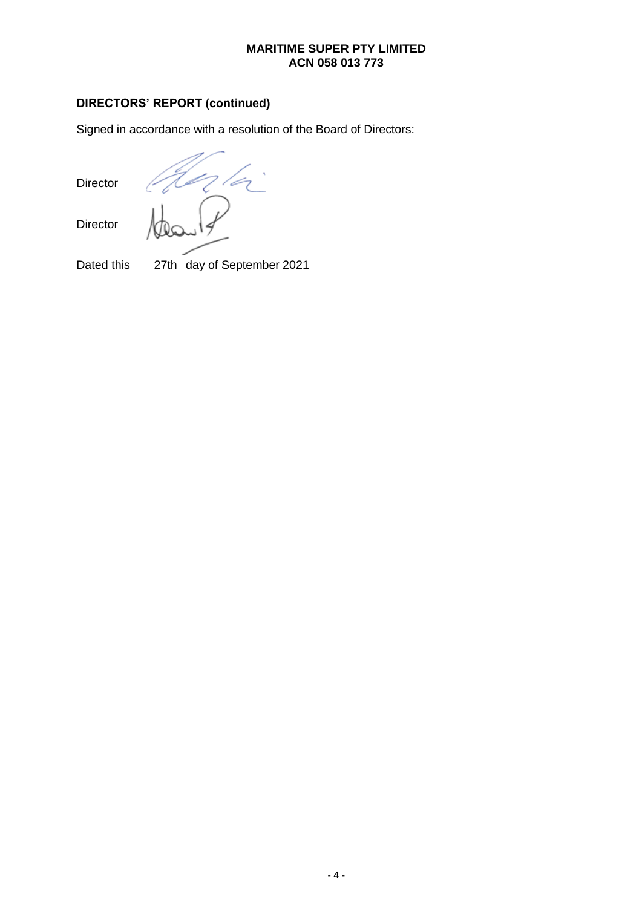**MARITIME SUPER PTY LIMITED**
**ACN 058 013 773**

## DIRECTORS' REPORT (continued)

Signed in accordance with a resolution of the Board of Directors:

Director

Director

Dated this 27th day of September 2021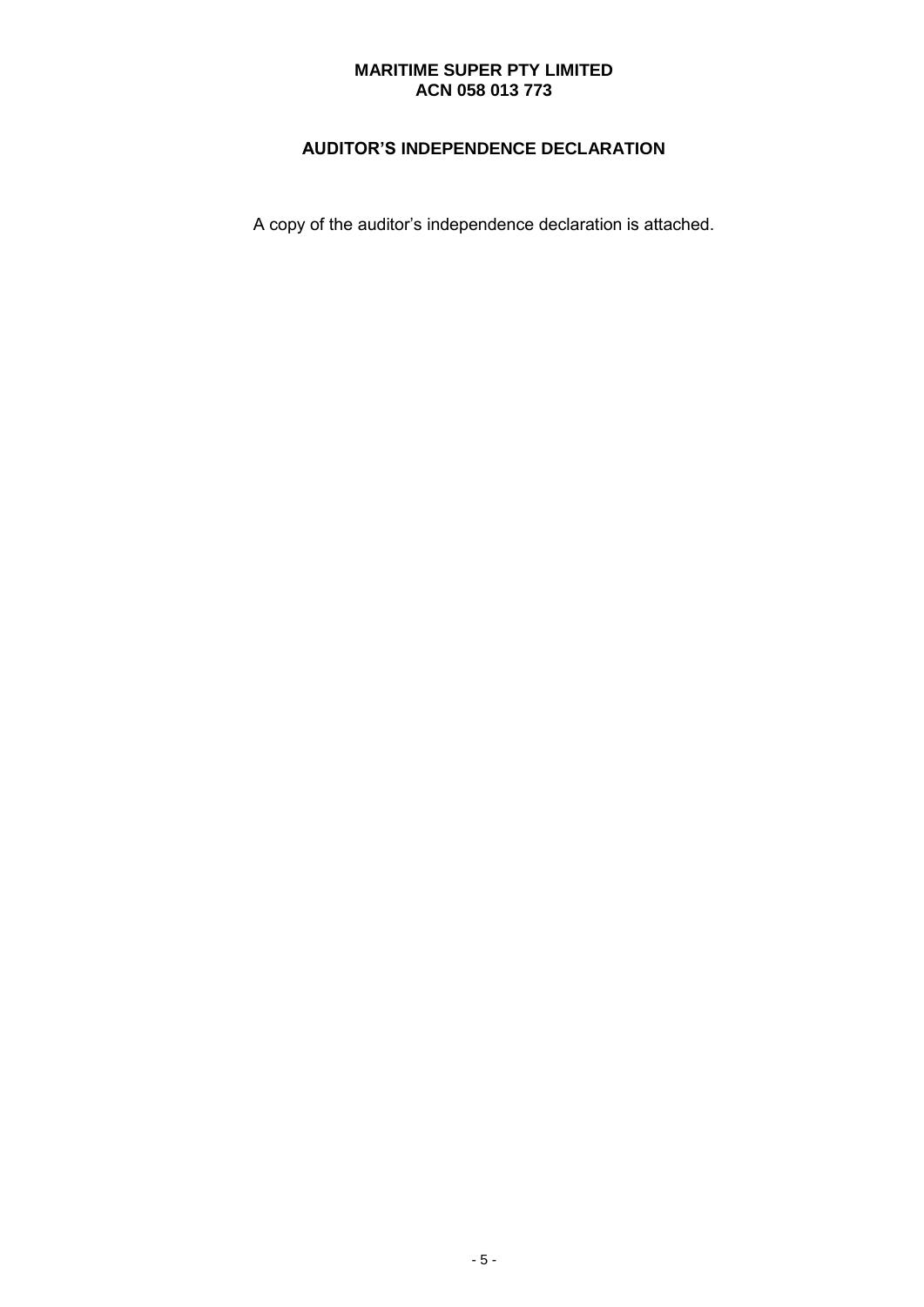**MARITIME SUPER PTY LIMITED**
**ACN 058 013 773**

## AUDITOR'S INDEPENDENCE DECLARATION

A copy of the auditor's independence declaration is attached.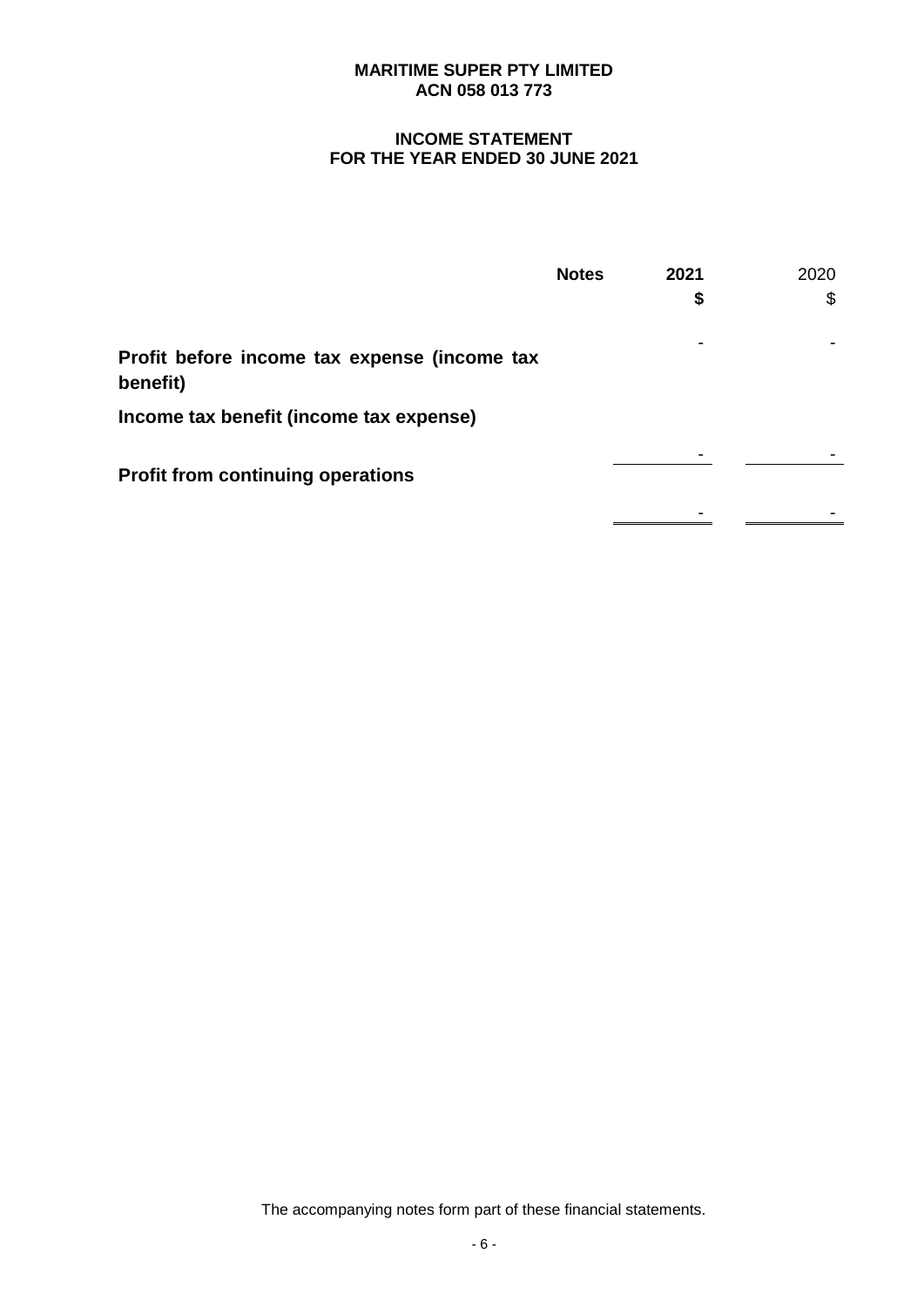**MARITIME SUPER PTY LIMITED**
**ACN 058 013 773**

## INCOME STATEMENT
## FOR THE YEAR ENDED 30 JUNE 2021

| | Notes | 2021 $ | 2020 $ |
|---|---|---|---|
| **Profit before income tax expense (income tax benefit)** | | - | - |
| **Income tax benefit (income tax expense)** | | - | - |
| **Profit from continuing operations** | | - | - |

The accompanying notes form part of these financial statements.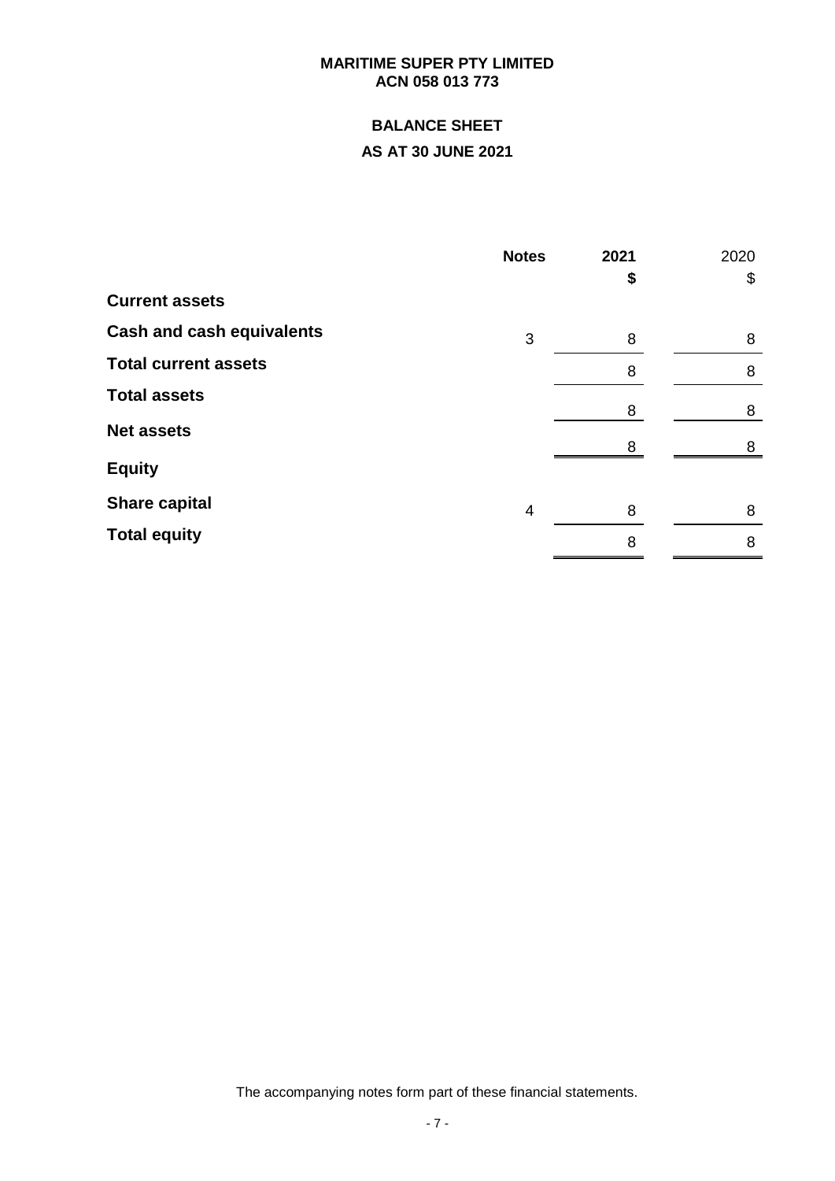**MARITIME SUPER PTY LIMITED**
**ACN 058 013 773**

# BALANCE SHEET

## AS AT 30 JUNE 2021

| | Notes | 2021 | 2020 |
|---|---|---|---|
| | | **\$** | \$ |
| **Current assets** | | | |
| **Cash and cash equivalents** | 3 | 8 | 8 |
| **Total current assets** | | 8 | 8 |
| **Total assets** | | 8 | 8 |
| **Net assets** | | 8 | 8 |
| **Equity** | | | |
| **Share capital** | 4 | 8 | 8 |
| **Total equity** | | 8 | 8 |

The accompanying notes form part of these financial statements.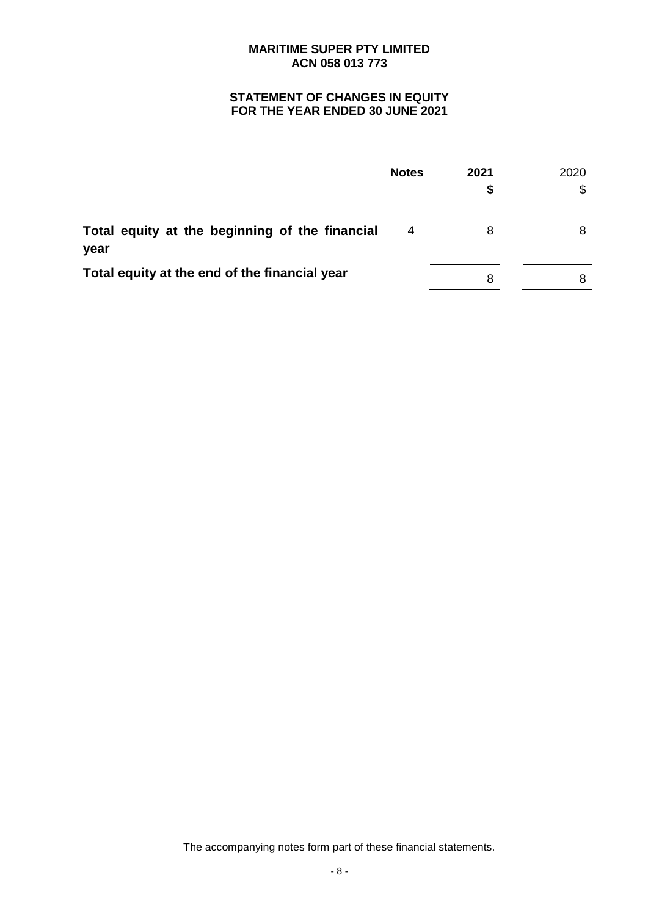**MARITIME SUPER PTY LIMITED**
**ACN 058 013 773**

**STATEMENT OF CHANGES IN EQUITY**
**FOR THE YEAR ENDED 30 JUNE 2021**

| | Notes | 2021 $ | 2020 $ |
|---|---|---|---|
| **Total equity at the beginning of the financial year** | 4 | 8 | 8 |
| **Total equity at the end of the financial year** | | 8 | 8 |

The accompanying notes form part of these financial statements.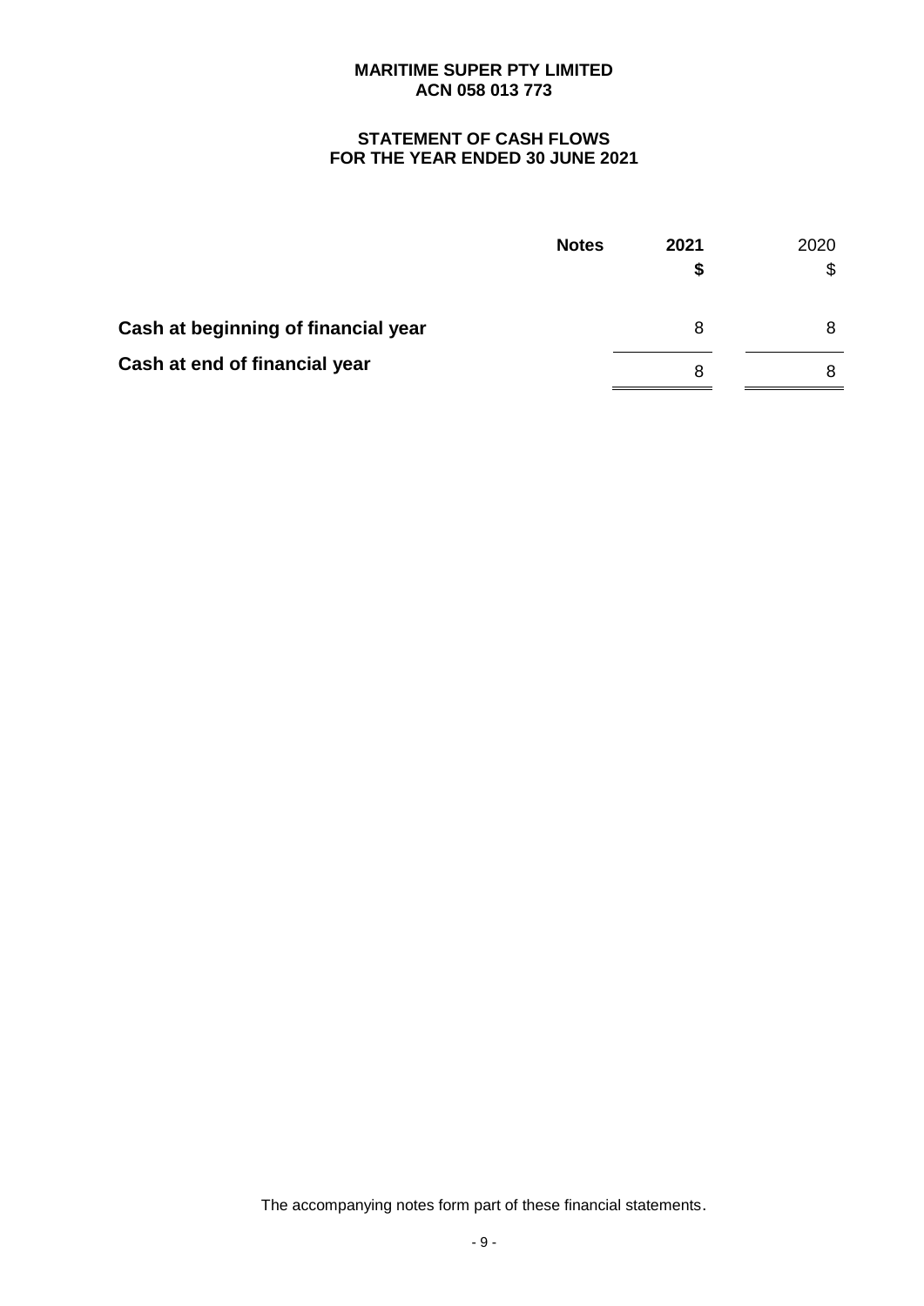**MARITIME SUPER PTY LIMITED**
**ACN 058 013 773**

## STATEMENT OF CASH FLOWS
## FOR THE YEAR ENDED 30 JUNE 2021

| | Notes | 2021<br>$ | 2020<br>$ |
|---|---|---|---|
| **Cash at beginning of financial year** | | 8 | 8 |
| **Cash at end of financial year** | | 8 | 8 |

The accompanying notes form part of these financial statements.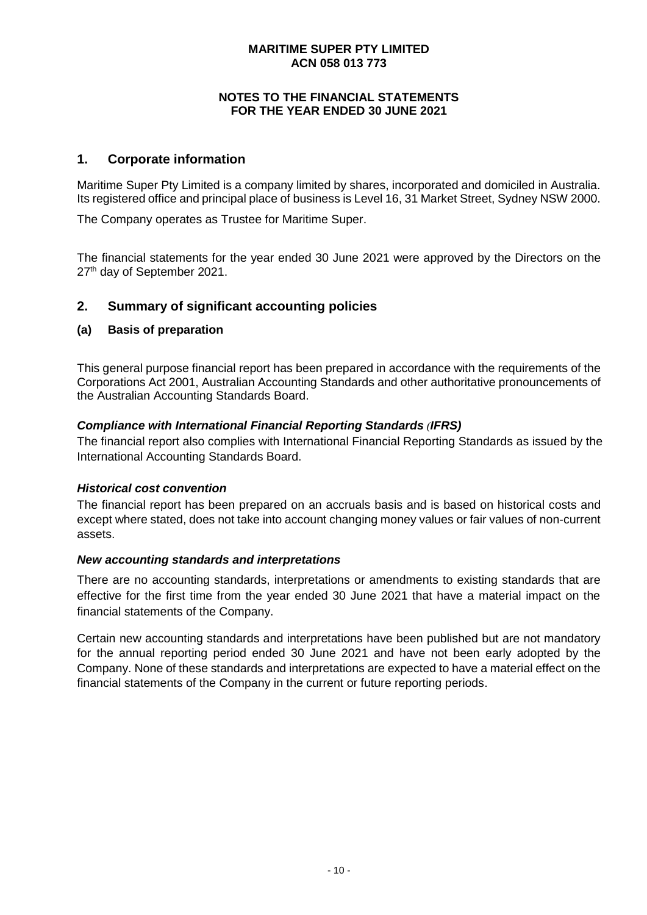**MARITIME SUPER PTY LIMITED**
**ACN 058 013 773**

**NOTES TO THE FINANCIAL STATEMENTS**
**FOR THE YEAR ENDED 30 JUNE 2021**

## 1. Corporate information

Maritime Super Pty Limited is a company limited by shares, incorporated and domiciled in Australia. Its registered office and principal place of business is Level 16, 31 Market Street, Sydney NSW 2000.

The Company operates as Trustee for Maritime Super.

The financial statements for the year ended 30 June 2021 were approved by the Directors on the 27th day of September 2021.

## 2. Summary of significant accounting policies

### (a) Basis of preparation

This general purpose financial report has been prepared in accordance with the requirements of the Corporations Act 2001, Australian Accounting Standards and other authoritative pronouncements of the Australian Accounting Standards Board.

***Compliance with International Financial Reporting Standards (IFRS)***

The financial report also complies with International Financial Reporting Standards as issued by the International Accounting Standards Board.

***Historical cost convention***

The financial report has been prepared on an accruals basis and is based on historical costs and except where stated, does not take into account changing money values or fair values of non-current assets.

***New accounting standards and interpretations***

There are no accounting standards, interpretations or amendments to existing standards that are effective for the first time from the year ended 30 June 2021 that have a material impact on the financial statements of the Company.

Certain new accounting standards and interpretations have been published but are not mandatory for the annual reporting period ended 30 June 2021 and have not been early adopted by the Company. None of these standards and interpretations are expected to have a material effect on the financial statements of the Company in the current or future reporting periods.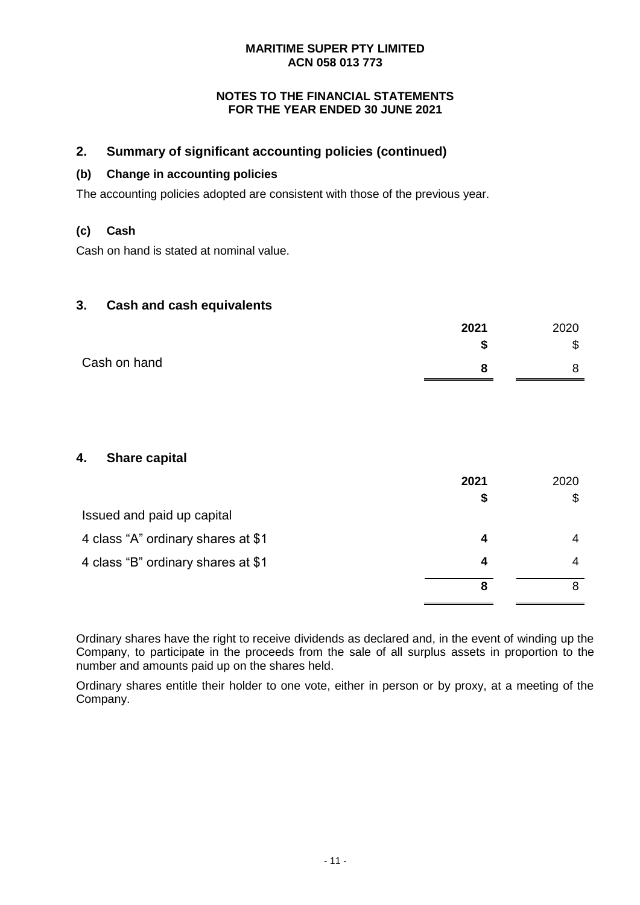# MARITIME SUPER PTY LIMITED
# ACN 058 013 773

**NOTES TO THE FINANCIAL STATEMENTS**
**FOR THE YEAR ENDED 30 JUNE 2021**

## 2. Summary of significant accounting policies (continued)

### (b) Change in accounting policies

The accounting policies adopted are consistent with those of the previous year.

### (c) Cash

Cash on hand is stated at nominal value.

## 3. Cash and cash equivalents

| | **2021** | 2020 |
|---|---|---|
| | **$** | $ |
| Cash on hand | **8** | 8 |

## 4. Share capital

| | **2021** | 2020 |
|---|---|---|
| | **$** | $ |
| Issued and paid up capital | | |
| 4 class "A" ordinary shares at $1 | **4** | 4 |
| 4 class "B" ordinary shares at $1 | **4** | 4 |
| | **8** | 8 |

Ordinary shares have the right to receive dividends as declared and, in the event of winding up the Company, to participate in the proceeds from the sale of all surplus assets in proportion to the number and amounts paid up on the shares held.

Ordinary shares entitle their holder to one vote, either in person or by proxy, at a meeting of the Company.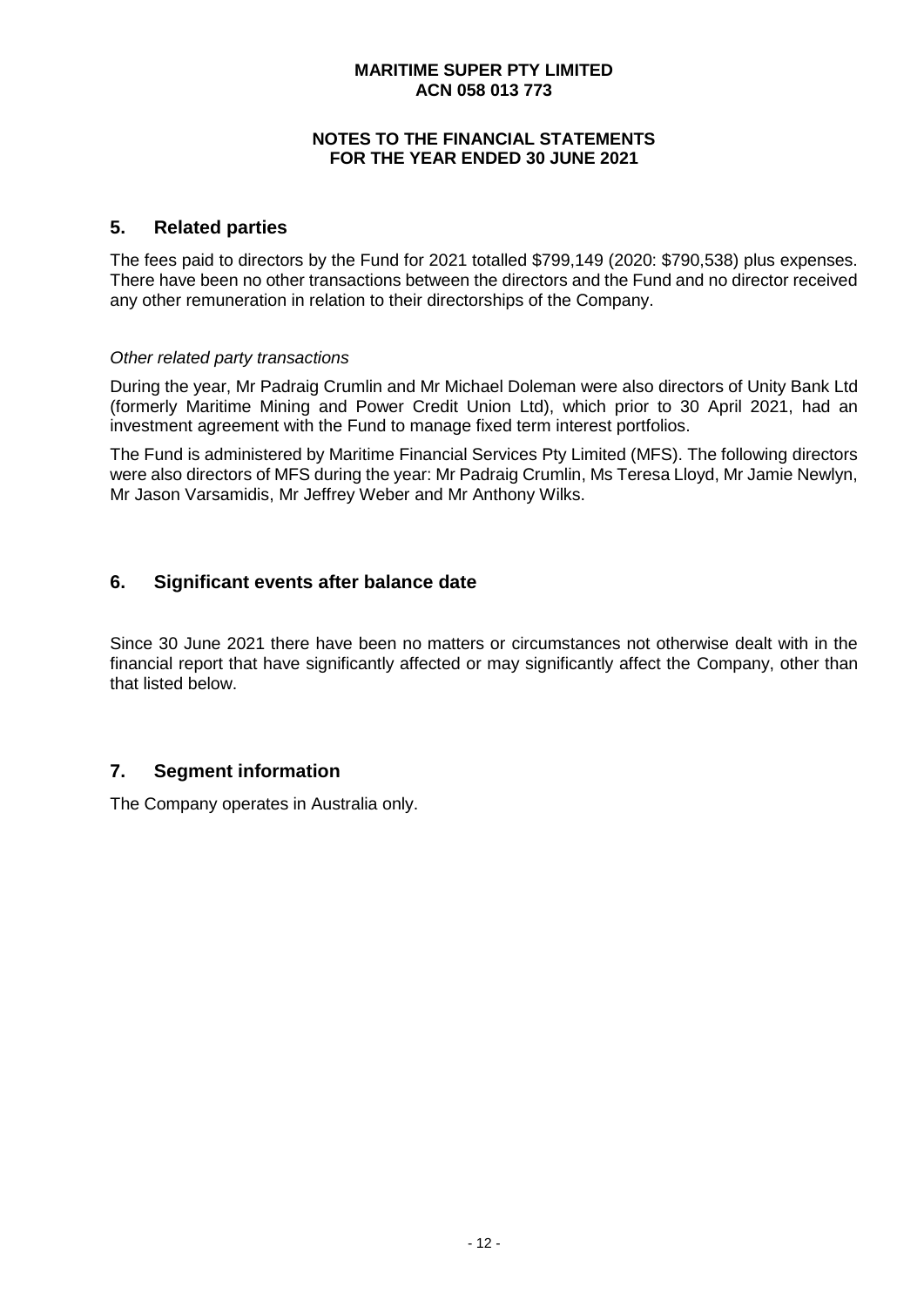## 5. Related parties

The fees paid to directors by the Fund for 2021 totalled $799,149 (2020: $790,538) plus expenses. There have been no other transactions between the directors and the Fund and no director received any other remuneration in relation to their directorships of the Company.

*Other related party transactions*

During the year, Mr Padraig Crumlin and Mr Michael Doleman were also directors of Unity Bank Ltd (formerly Maritime Mining and Power Credit Union Ltd), which prior to 30 April 2021, had an investment agreement with the Fund to manage fixed term interest portfolios.

The Fund is administered by Maritime Financial Services Pty Limited (MFS). The following directors were also directors of MFS during the year: Mr Padraig Crumlin, Ms Teresa Lloyd, Mr Jamie Newlyn, Mr Jason Varsamidis, Mr Jeffrey Weber and Mr Anthony Wilks.

## 6. Significant events after balance date

Since 30 June 2021 there have been no matters or circumstances not otherwise dealt with in the financial report that have significantly affected or may significantly affect the Company, other than that listed below.

## 7. Segment information

The Company operates in Australia only.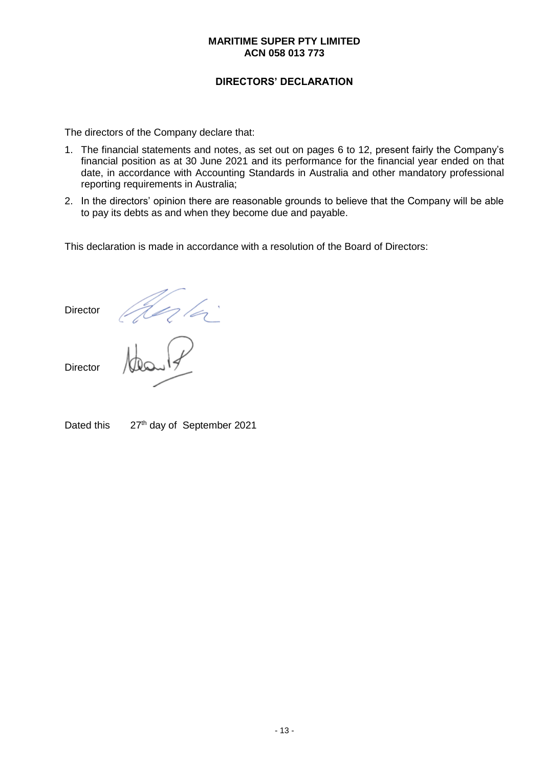**MARITIME SUPER PTY LIMITED**
**ACN 058 013 773**

## DIRECTORS' DECLARATION

The directors of the Company declare that:

1. The financial statements and notes, as set out on pages 6 to 12, present fairly the Company's financial position as at 30 June 2021 and its performance for the financial year ended on that date, in accordance with Accounting Standards in Australia and other mandatory professional reporting requirements in Australia;
2. In the directors' opinion there are reasonable grounds to believe that the Company will be able to pay its debts as and when they become due and payable.

This declaration is made in accordance with a resolution of the Board of Directors:

Director

Director

Dated this 27th day of September 2021